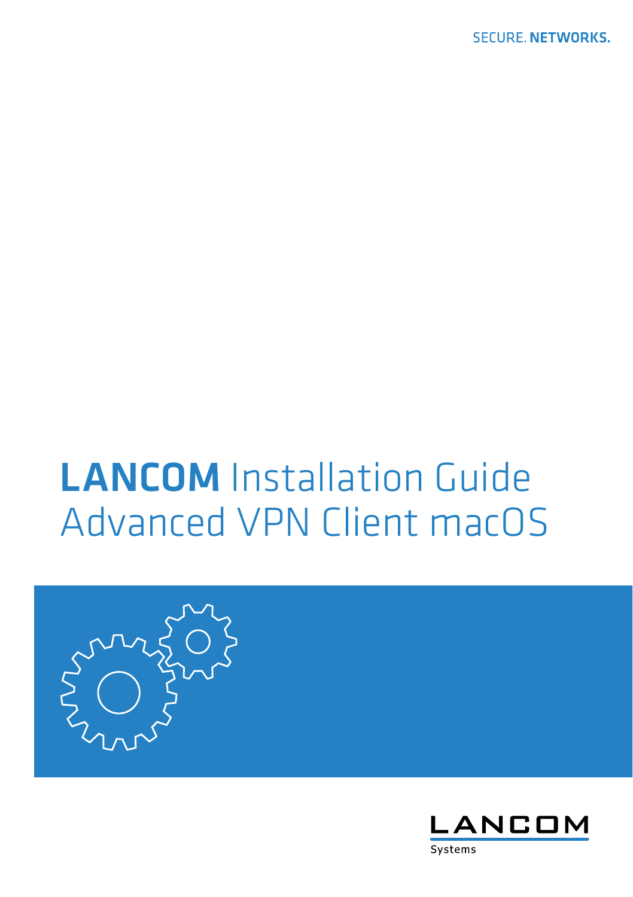SECURE. **NETWORKS.**

# **LANCOM** Installation Guide Advanced VPN Client macOS

LANCOM

Systems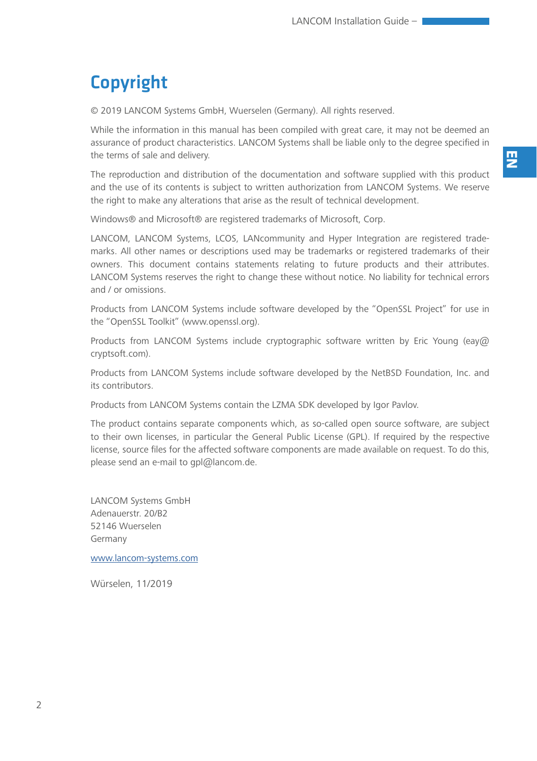# Copyright

© 2019 LANCOM Systems GmbH, Wuerselen (Germany). All rights reserved.

While the information in this manual has been compiled with great care, it may not be deemed an assurance of product characteristics. LANCOM Systems shall be liable only to the degree specified in the terms of sale and delivery.

The reproduction and distribution of the documentation and software supplied with this product and the use of its contents is subject to written authorization from LANCOM Systems. We reserve the right to make any alterations that arise as the result of technical development.

Windows® and Microsoft® are registered trademarks of Microsoft, Corp.

LANCOM, LANCOM Systems, LCOS, LANcommunity and Hyper Integration are registered trademarks. All other names or descriptions used may be trademarks or registered trademarks of their owners. This document contains statements relating to future products and their attributes. LANCOM Systems reserves the right to change these without notice. No liability for technical errors and / or omissions.

Products from LANCOM Systems include software developed by the "OpenSSL Project" for use in the "OpenSSL Toolkit" (www.openssl.org).

Products from LANCOM Systems include cryptographic software written by Eric Young (eay@cryptsoft.com).

Products from LANCOM Systems include software developed by the NetBSD Foundation, Inc. and its contributors.

Products from LANCOM Systems contain the LZMA SDK developed by Igor Pavlov.

The product contains separate components which, as so-called open source software, are subject to their own licenses, in particular the General Public License (GPL). If required by the respective license, source files for the affected software components are made available on request. To do this, please send an e-mail to gpl@lancom.de.

LANCOM Systems GmbH
Adenauerstr. 20/B2
52146 Wuerselen
Germany

www.lancom-systems.com

Würselen, 11/2019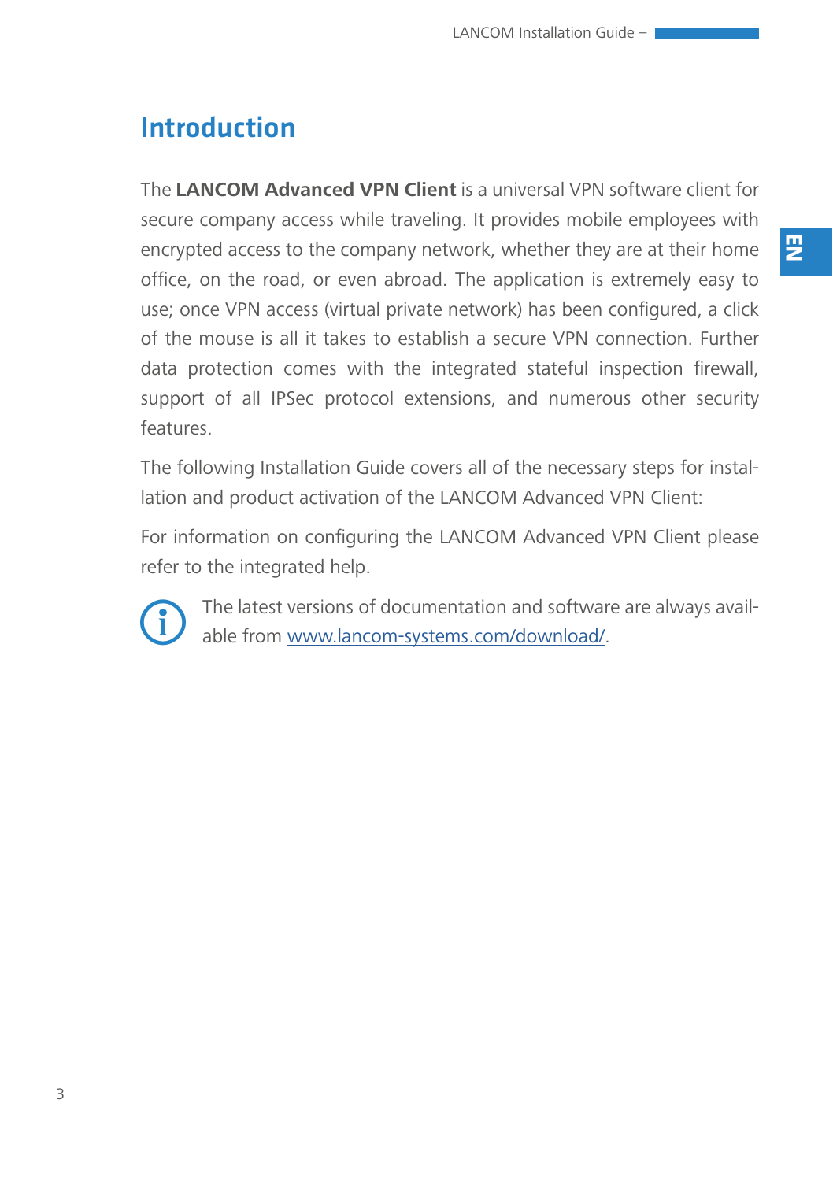# Introduction

The **LANCOM Advanced VPN Client** is a universal VPN software client for secure company access while traveling. It provides mobile employees with encrypted access to the company network, whether they are at their home office, on the road, or even abroad. The application is extremely easy to use; once VPN access (virtual private network) has been configured, a click of the mouse is all it takes to establish a secure VPN connection. Further data protection comes with the integrated stateful inspection firewall, support of all IPSec protocol extensions, and numerous other security features.

The following Installation Guide covers all of the necessary steps for installation and product activation of the LANCOM Advanced VPN Client:

For information on configuring the LANCOM Advanced VPN Client please refer to the integrated help.

The latest versions of documentation and software are always available from [www.lancom-systems.com/download/](www.lancom-systems.com/download/).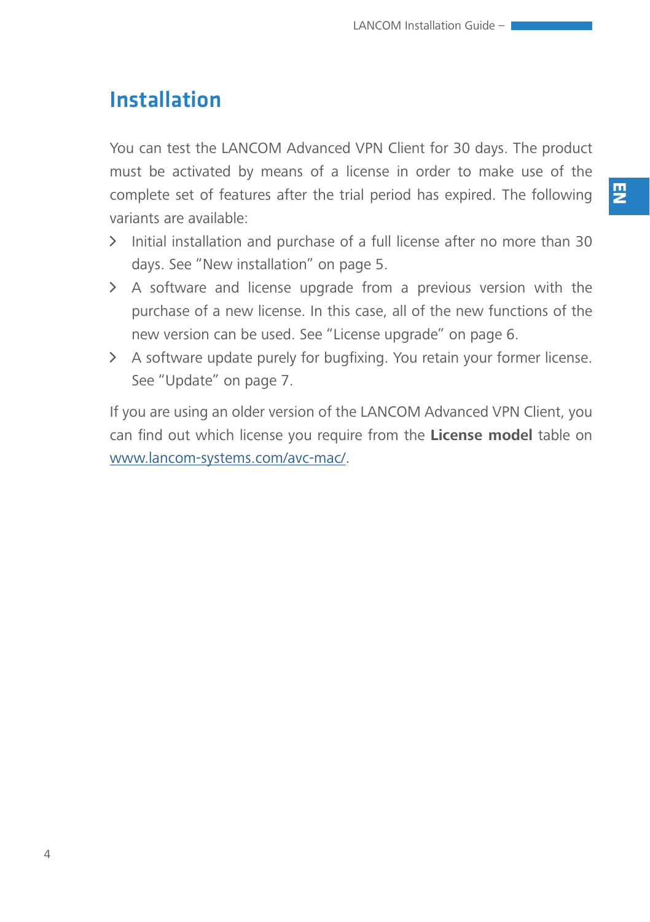# Installation

You can test the LANCOM Advanced VPN Client for 30 days. The product must be activated by means of a license in order to make use of the complete set of features after the trial period has expired. The following variants are available:

- Initial installation and purchase of a full license after no more than 30 days. See “New installation” on page 5.
- A software and license upgrade from a previous version with the purchase of a new license. In this case, all of the new functions of the new version can be used. See “License upgrade” on page 6.
- A software update purely for bugfixing. You retain your former license. See “Update” on page 7.

If you are using an older version of the LANCOM Advanced VPN Client, you can find out which license you require from the **License model** table on [www.lancom-systems.com/avc-mac/](www.lancom-systems.com/avc-mac/).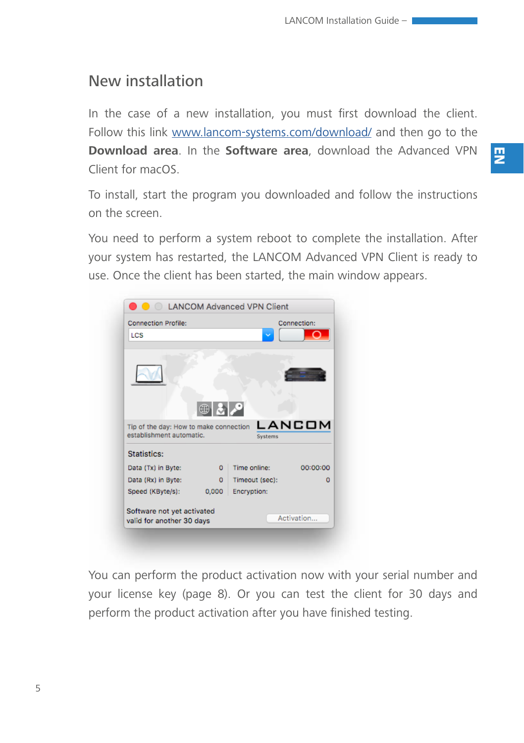## New installation

In the case of a new installation, you must first download the client. Follow this link www.lancom-systems.com/download/ and then go to the **Download area**. In the **Software area**, download the Advanced VPN Client for macOS.

To install, start the program you downloaded and follow the instructions on the screen.

You need to perform a system reboot to complete the installation. After your system has restarted, the LANCOM Advanced VPN Client is ready to use. Once the client has been started, the main window appears.

You can perform the product activation now with your serial number and your license key (page 8). Or you can test the client for 30 days and perform the product activation after you have finished testing.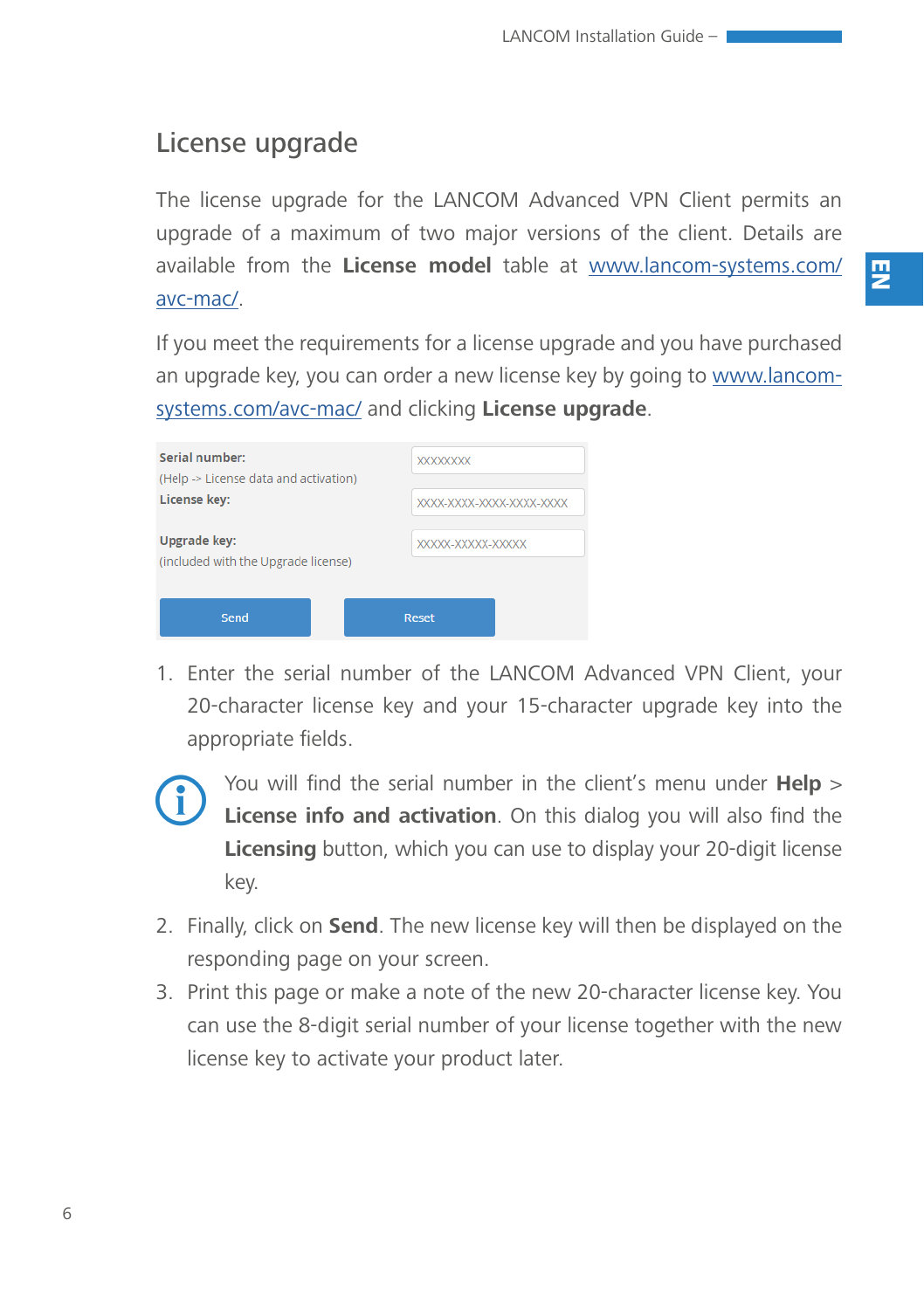## License upgrade

The license upgrade for the LANCOM Advanced VPN Client permits an upgrade of a maximum of two major versions of the client. Details are available from the **License model** table at www.lancom-systems.com/avc-mac/.

If you meet the requirements for a license upgrade and you have purchased an upgrade key, you can order a new license key by going to www.lancom-systems.com/avc-mac/ and clicking **License upgrade**.

| | |
|---|---|
| **Serial number:** (Help -> License data and activation) | XXXXXXXX |
| **License key:** | XXXX-XXXX-XXXX-XXXX-XXXX |
| **Upgrade key:** (included with the Upgrade license) | XXXXX-XXXXX-XXXXX |
| Send | Reset |

1. Enter the serial number of the LANCOM Advanced VPN Client, your 20-character license key and your 15-character upgrade key into the appropriate fields.

   You will find the serial number in the client's menu under **Help** > **License info and activation**. On this dialog you will also find the **Licensing** button, which you can use to display your 20-digit license key.

2. Finally, click on **Send**. The new license key will then be displayed on the responding page on your screen.
3. Print this page or make a note of the new 20-character license key. You can use the 8-digit serial number of your license together with the new license key to activate your product later.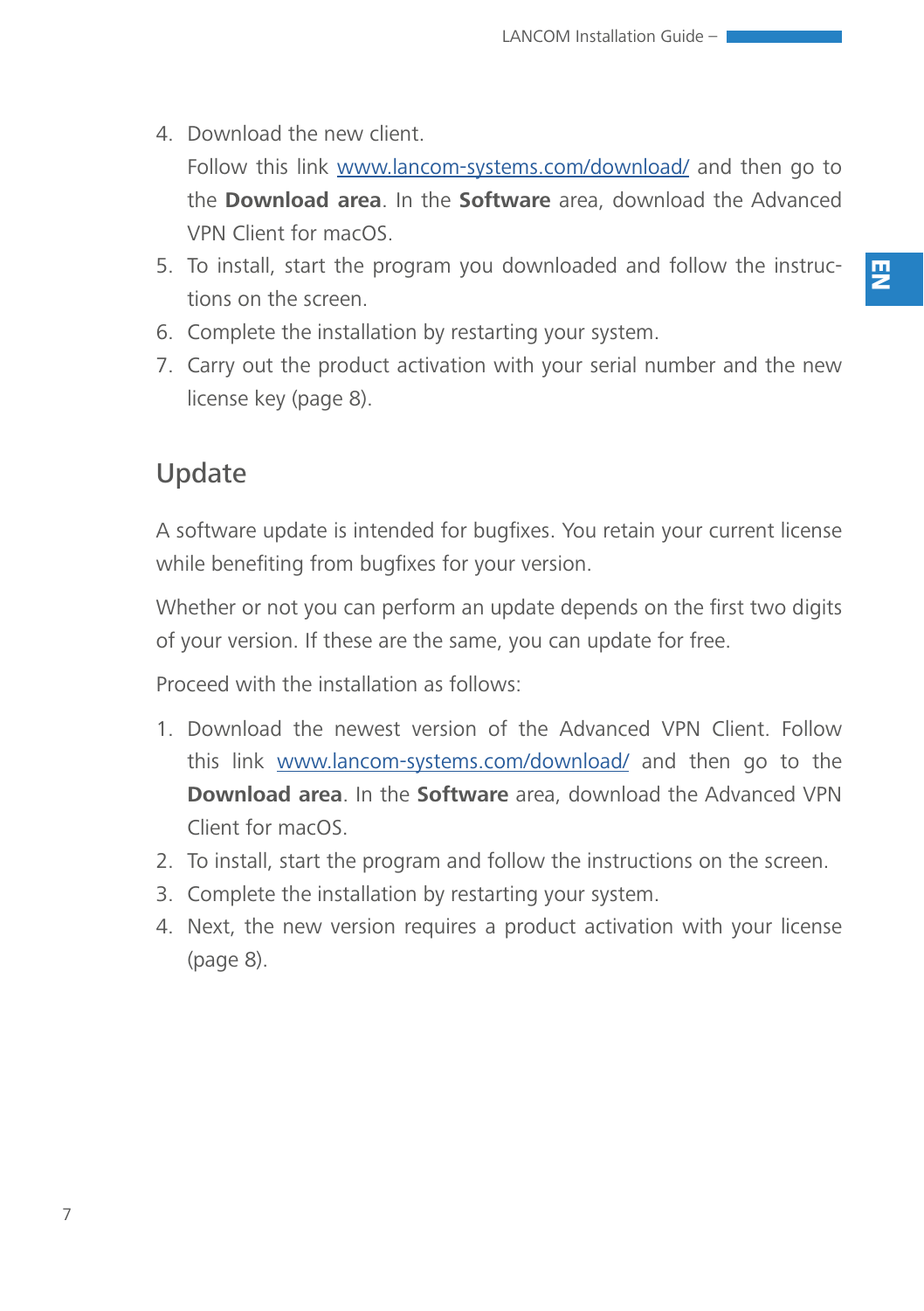4. Download the new client.
   Follow this link [www.lancom-systems.com/download/](http://www.lancom-systems.com/download/) and then go to the **Download area**. In the **Software** area, download the Advanced VPN Client for macOS.
5. To install, start the program you downloaded and follow the instructions on the screen.
6. Complete the installation by restarting your system.
7. Carry out the product activation with your serial number and the new license key (page 8).

## Update

A software update is intended for bugfixes. You retain your current license while benefiting from bugfixes for your version.

Whether or not you can perform an update depends on the first two digits of your version. If these are the same, you can update for free.

Proceed with the installation as follows:

1. Download the newest version of the Advanced VPN Client. Follow this link [www.lancom-systems.com/download/](http://www.lancom-systems.com/download/) and then go to the **Download area**. In the **Software** area, download the Advanced VPN Client for macOS.
2. To install, start the program and follow the instructions on the screen.
3. Complete the installation by restarting your system.
4. Next, the new version requires a product activation with your license (page 8).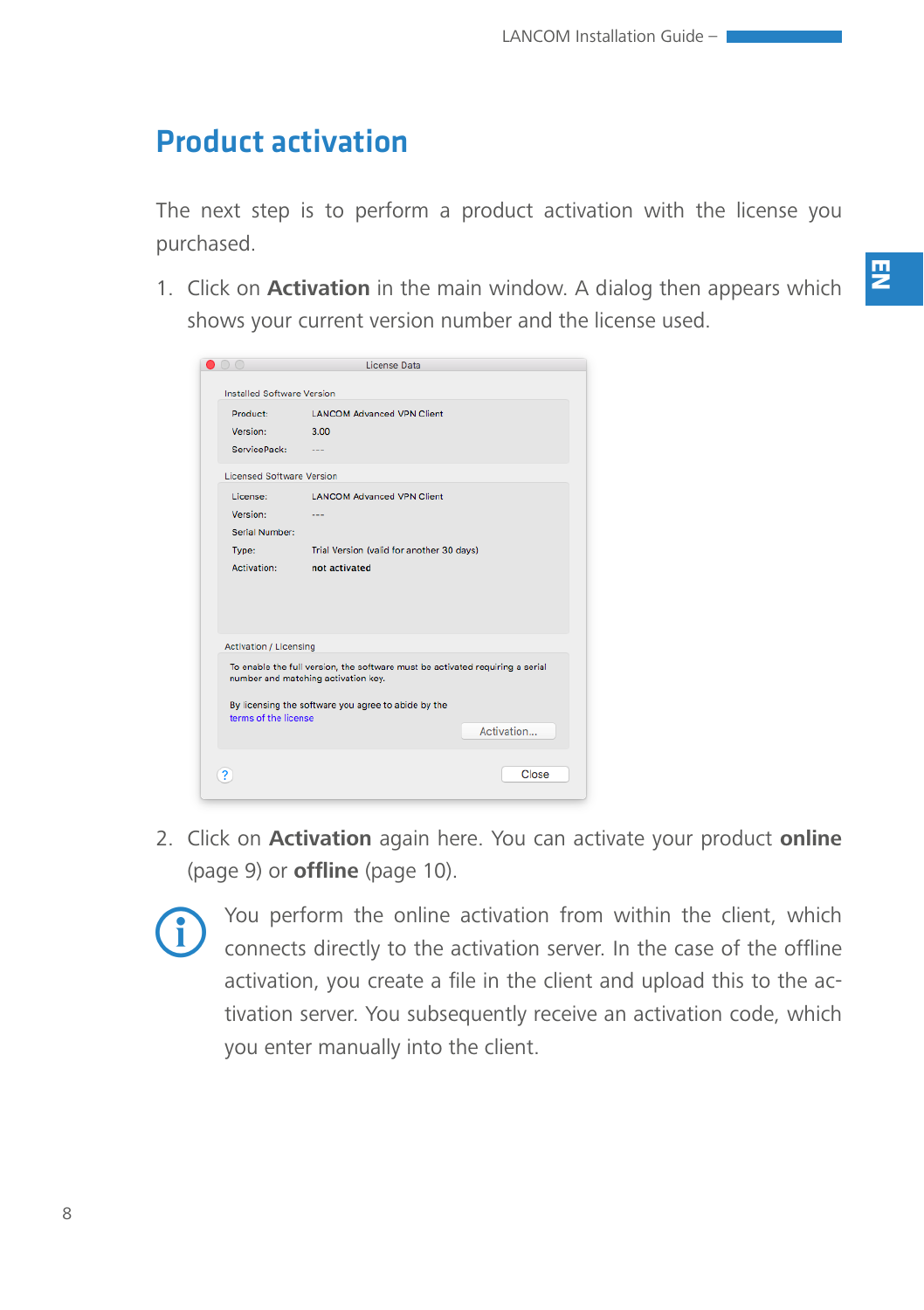# Product activation

The next step is to perform a product activation with the license you purchased.

1. Click on **Activation** in the main window. A dialog then appears which shows your current version number and the license used.

2. Click on **Activation** again here. You can activate your product **online** (page 9) or **offline** (page 10).

You perform the online activation from within the client, which connects directly to the activation server. In the case of the offline activation, you create a file in the client and upload this to the activation server. You subsequently receive an activation code, which you enter manually into the client.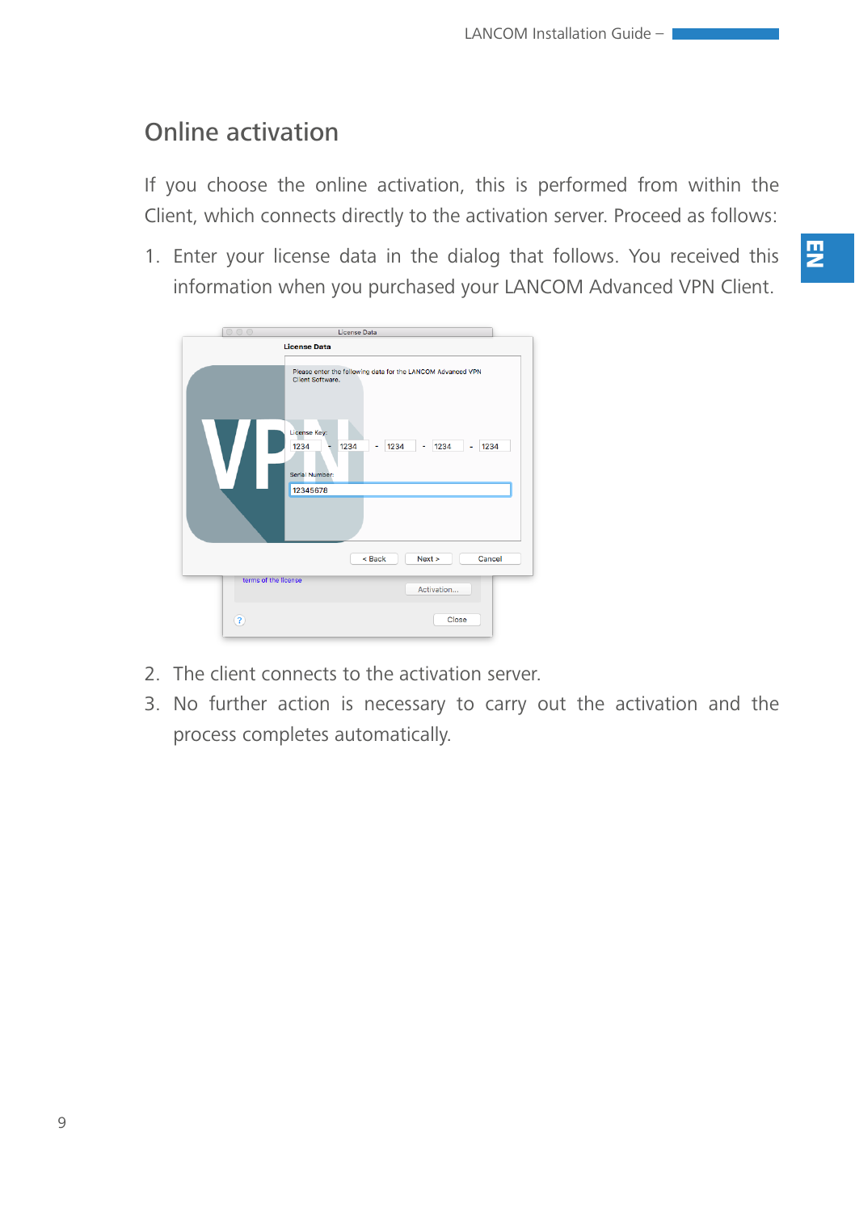## Online activation

If you choose the online activation, this is performed from within the Client, which connects directly to the activation server. Proceed as follows:

1. Enter your license data in the dialog that follows. You received this information when you purchased your LANCOM Advanced VPN Client.

2. The client connects to the activation server.
3. No further action is necessary to carry out the activation and the process completes automatically.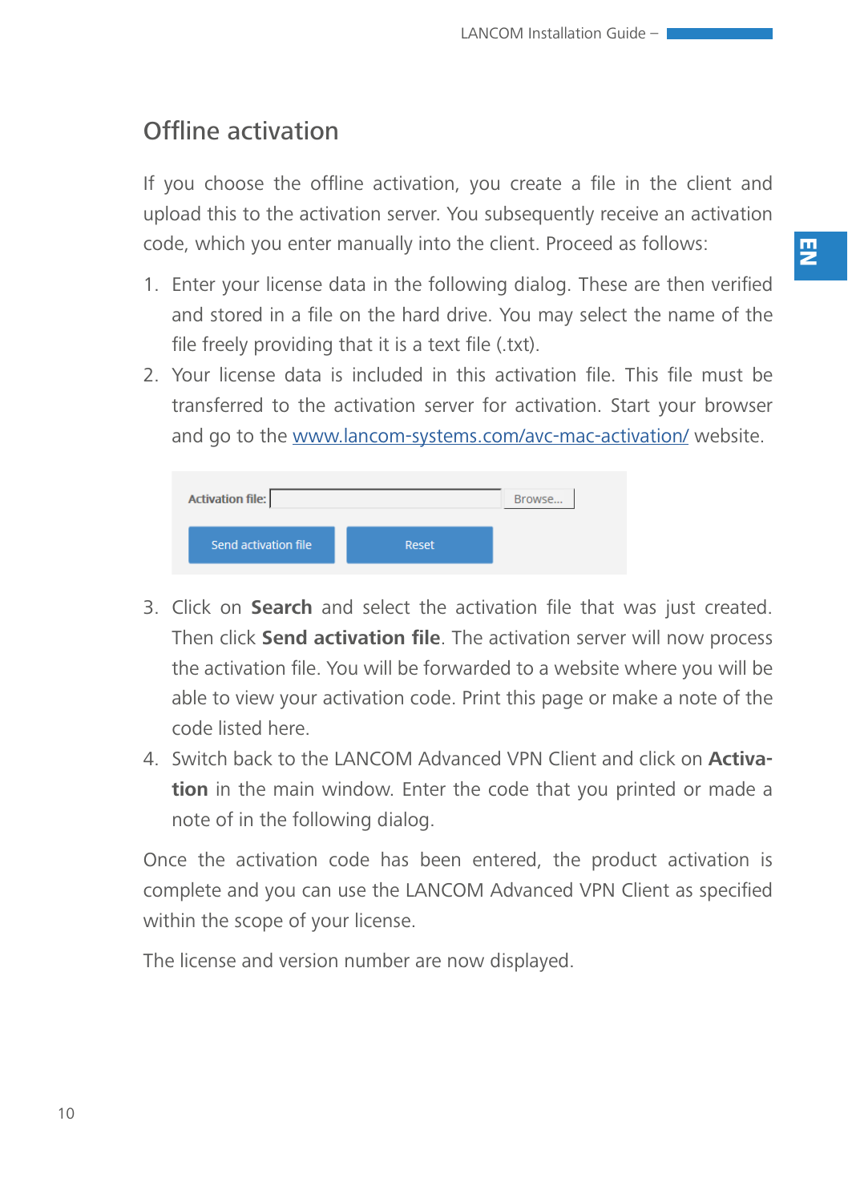## Offline activation

If you choose the offline activation, you create a file in the client and upload this to the activation server. You subsequently receive an activation code, which you enter manually into the client. Proceed as follows:

1. Enter your license data in the following dialog. These are then verified and stored in a file on the hard drive. You may select the name of the file freely providing that it is a text file (.txt).
2. Your license data is included in this activation file. This file must be transferred to the activation server for activation. Start your browser and go to the [www.lancom-systems.com/avc-mac-activation/](www.lancom-systems.com/avc-mac-activation/) website.

Activation file: Browse...

Send activation file | Reset

3. Click on **Search** and select the activation file that was just created. Then click **Send activation file**. The activation server will now process the activation file. You will be forwarded to a website where you will be able to view your activation code. Print this page or make a note of the code listed here.
4. Switch back to the LANCOM Advanced VPN Client and click on **Activation** in the main window. Enter the code that you printed or made a note of in the following dialog.

Once the activation code has been entered, the product activation is complete and you can use the LANCOM Advanced VPN Client as specified within the scope of your license.

The license and version number are now displayed.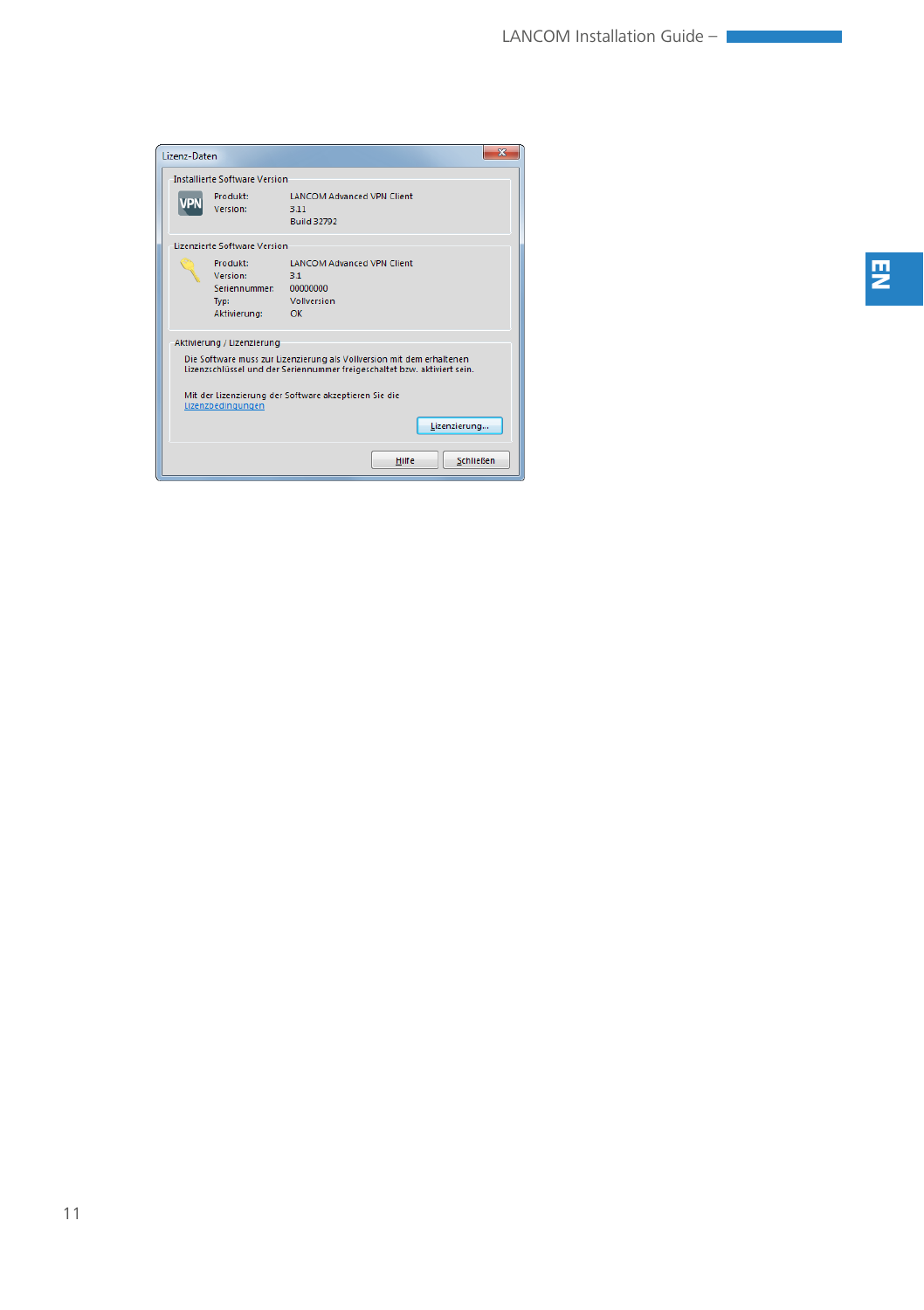Lizenz-Daten

Installierte Software Version

Produkt: LANCOM Advanced VPN Client
Version: 3.11
Build 32792

Lizenzierte Software Version

Produkt: LANCOM Advanced VPN Client
Version: 3.1
Seriennummer: 00000000
Typ: Vollversion
Aktivierung: OK

Aktivierung / Lizenzierung

Die Software muss zur Lizenzierung als Vollversion mit dem erhaltenen Lizenzschlüssel und der Seriennummer freigeschaltet bzw. aktiviert sein.

Mit der Lizenzierung der Software akzeptieren Sie die Lizenzbedingungen

Lizenzierung...

Hilfe

Schließen